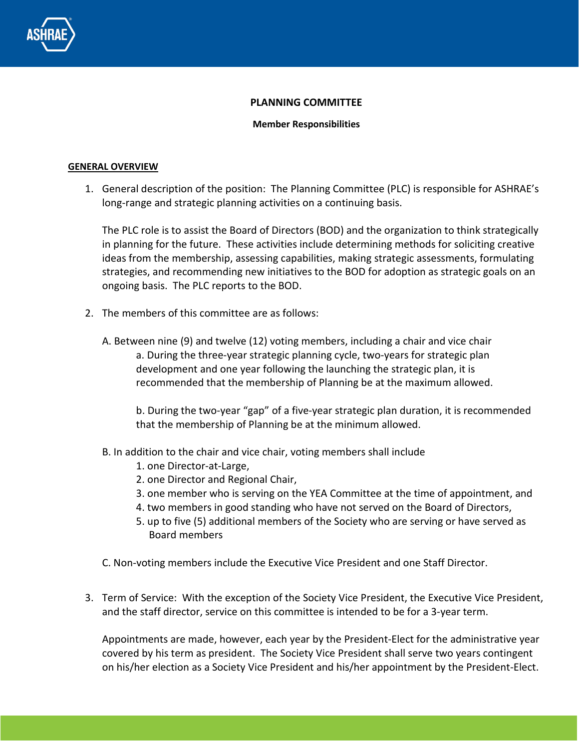**PLANNING COMMITTEE**

**Member Responsibilities**

**GENERAL OVERVIEW**

1. General description of the position: The Planning Committee (PLC) is responsible for ASHRAE's long-range and strategic planning activities on a continuing basis.

   The PLC role is to assist the Board of Directors (BOD) and the organization to think strategically in planning for the future. These activities include determining methods for soliciting creative ideas from the membership, assessing capabilities, making strategic assessments, formulating strategies, and recommending new initiatives to the BOD for adoption as strategic goals on an ongoing basis. The PLC reports to the BOD.

2. The members of this committee are as follows:

   A. Between nine (9) and twelve (12) voting members, including a chair and vice chair

      a. During the three-year strategic planning cycle, two-years for strategic plan development and one year following the launching the strategic plan, it is recommended that the membership of Planning be at the maximum allowed.

      b. During the two-year "gap" of a five-year strategic plan duration, it is recommended that the membership of Planning be at the minimum allowed.

   B. In addition to the chair and vice chair, voting members shall include

      1. one Director-at-Large,
      2. one Director and Regional Chair,
      3. one member who is serving on the YEA Committee at the time of appointment, and
      4. two members in good standing who have not served on the Board of Directors,
      5. up to five (5) additional members of the Society who are serving or have served as Board members

   C. Non-voting members include the Executive Vice President and one Staff Director.

3. Term of Service: With the exception of the Society Vice President, the Executive Vice President, and the staff director, service on this committee is intended to be for a 3-year term.

   Appointments are made, however, each year by the President-Elect for the administrative year covered by his term as president. The Society Vice President shall serve two years contingent on his/her election as a Society Vice President and his/her appointment by the President-Elect.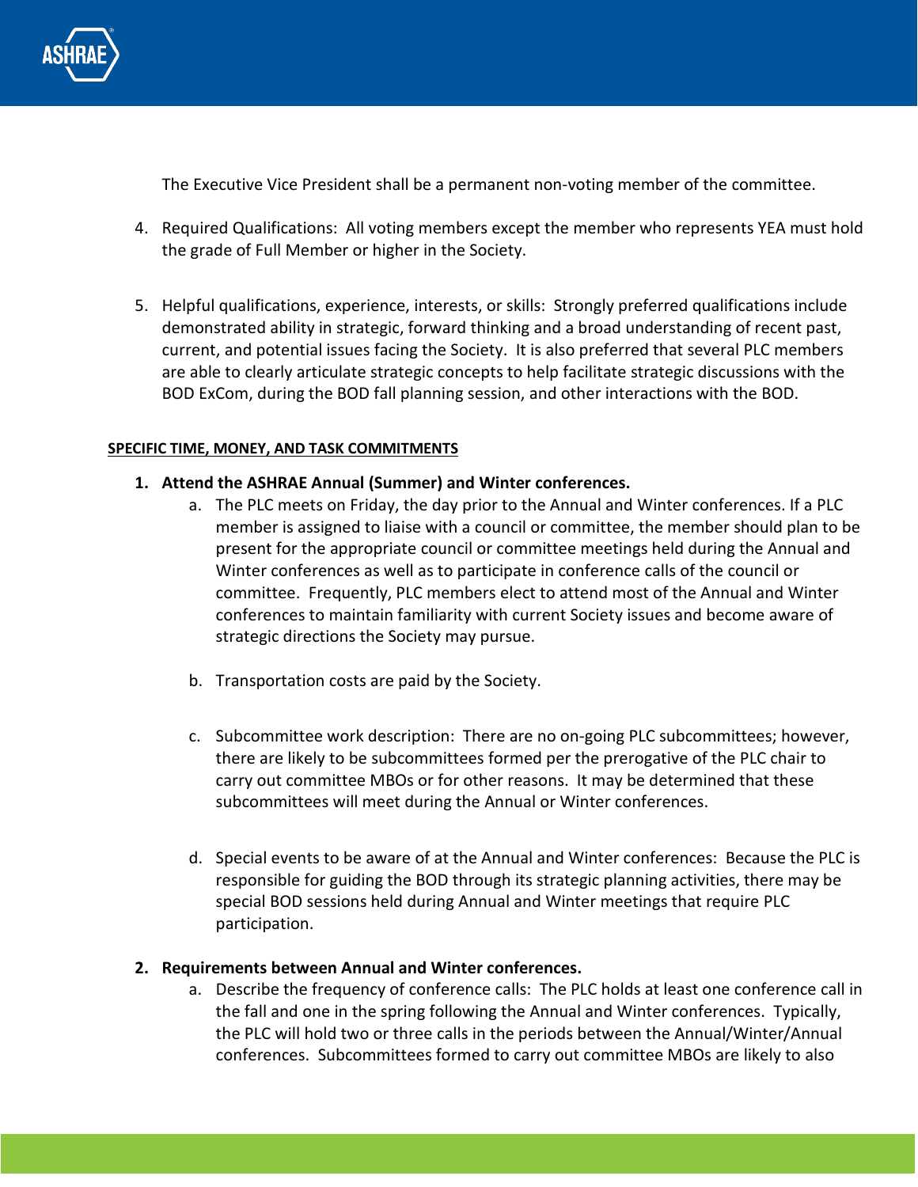The Executive Vice President shall be a permanent non-voting member of the committee.

4. Required Qualifications: All voting members except the member who represents YEA must hold the grade of Full Member or higher in the Society.

5. Helpful qualifications, experience, interests, or skills: Strongly preferred qualifications include demonstrated ability in strategic, forward thinking and a broad understanding of recent past, current, and potential issues facing the Society. It is also preferred that several PLC members are able to clearly articulate strategic concepts to help facilitate strategic discussions with the BOD ExCom, during the BOD fall planning session, and other interactions with the BOD.

**SPECIFIC TIME, MONEY, AND TASK COMMITMENTS**

1. **Attend the ASHRAE Annual (Summer) and Winter conferences.**
   a. The PLC meets on Friday, the day prior to the Annual and Winter conferences. If a PLC member is assigned to liaise with a council or committee, the member should plan to be present for the appropriate council or committee meetings held during the Annual and Winter conferences as well as to participate in conference calls of the council or committee. Frequently, PLC members elect to attend most of the Annual and Winter conferences to maintain familiarity with current Society issues and become aware of strategic directions the Society may pursue.

   b. Transportation costs are paid by the Society.

   c. Subcommittee work description: There are no on-going PLC subcommittees; however, there are likely to be subcommittees formed per the prerogative of the PLC chair to carry out committee MBOs or for other reasons. It may be determined that these subcommittees will meet during the Annual or Winter conferences.

   d. Special events to be aware of at the Annual and Winter conferences: Because the PLC is responsible for guiding the BOD through its strategic planning activities, there may be special BOD sessions held during Annual and Winter meetings that require PLC participation.

2. **Requirements between Annual and Winter conferences.**
   a. Describe the frequency of conference calls: The PLC holds at least one conference call in the fall and one in the spring following the Annual and Winter conferences. Typically, the PLC will hold two or three calls in the periods between the Annual/Winter/Annual conferences. Subcommittees formed to carry out committee MBOs are likely to also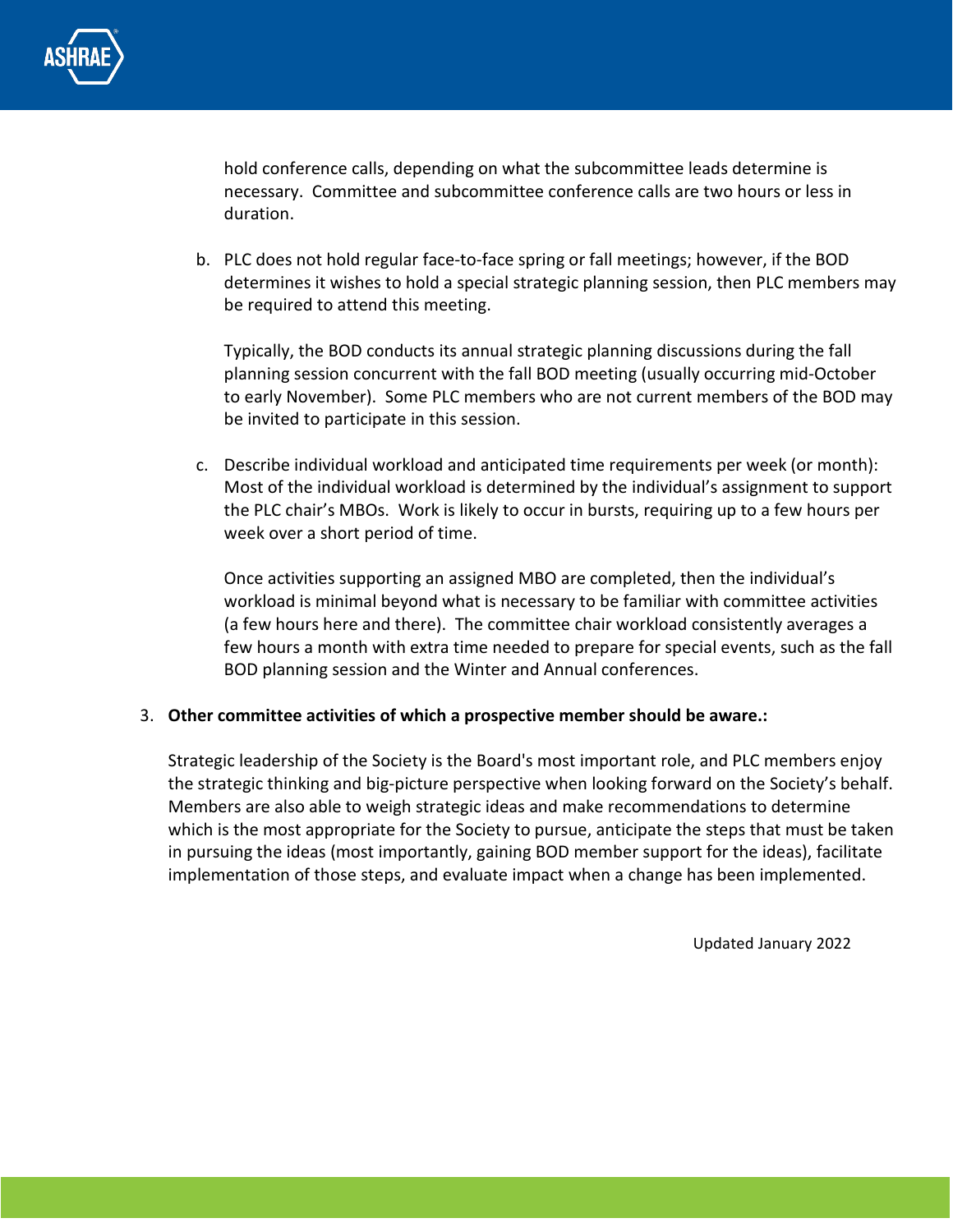hold conference calls, depending on what the subcommittee leads determine is necessary. Committee and subcommittee conference calls are two hours or less in duration.

b. PLC does not hold regular face-to-face spring or fall meetings; however, if the BOD determines it wishes to hold a special strategic planning session, then PLC members may be required to attend this meeting.

   Typically, the BOD conducts its annual strategic planning discussions during the fall planning session concurrent with the fall BOD meeting (usually occurring mid-October to early November). Some PLC members who are not current members of the BOD may be invited to participate in this session.

c. Describe individual workload and anticipated time requirements per week (or month): Most of the individual workload is determined by the individual's assignment to support the PLC chair's MBOs. Work is likely to occur in bursts, requiring up to a few hours per week over a short period of time.

   Once activities supporting an assigned MBO are completed, then the individual's workload is minimal beyond what is necessary to be familiar with committee activities (a few hours here and there). The committee chair workload consistently averages a few hours a month with extra time needed to prepare for special events, such as the fall BOD planning session and the Winter and Annual conferences.

3. **Other committee activities of which a prospective member should be aware.:**

   Strategic leadership of the Society is the Board's most important role, and PLC members enjoy the strategic thinking and big-picture perspective when looking forward on the Society's behalf. Members are also able to weigh strategic ideas and make recommendations to determine which is the most appropriate for the Society to pursue, anticipate the steps that must be taken in pursuing the ideas (most importantly, gaining BOD member support for the ideas), facilitate implementation of those steps, and evaluate impact when a change has been implemented.

Updated January 2022